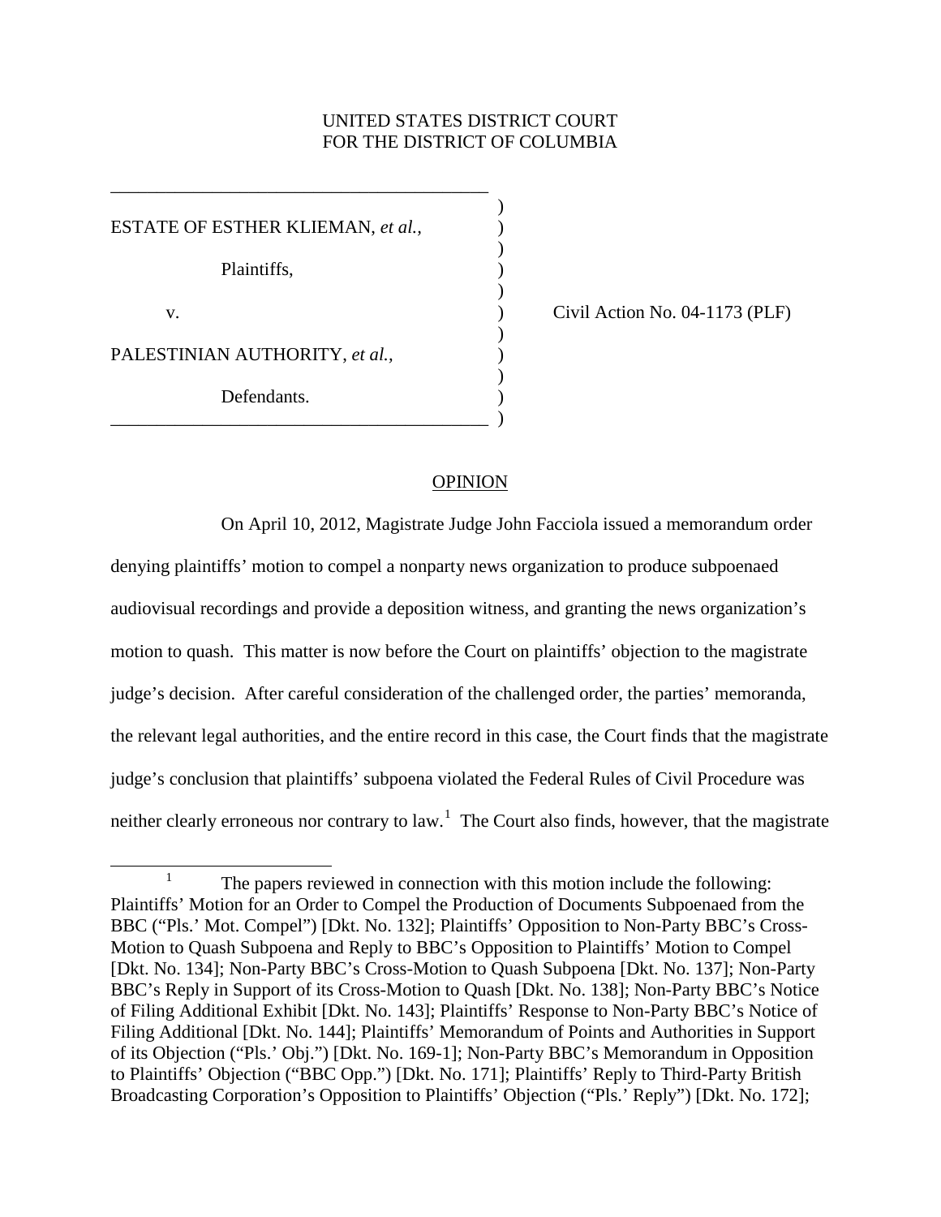UNITED STATES DISTRICT COURT
FOR THE DISTRICT OF COLUMBIA

| | | |
|---|---|---|
| ESTATE OF ESTHER KLIEMAN, *et al.*, | ) | |
| Plaintiffs, | ) | |
| v. | ) | Civil Action No. 04-1173 (PLF) |
| PALESTINIAN AUTHORITY, *et al.*, | ) | |
| Defendants. | ) | |

## OPINION

On April 10, 2012, Magistrate Judge John Facciola issued a memorandum order denying plaintiffs' motion to compel a nonparty news organization to produce subpoenaed audiovisual recordings and provide a deposition witness, and granting the news organization's motion to quash. This matter is now before the Court on plaintiffs' objection to the magistrate judge's decision. After careful consideration of the challenged order, the parties' memoranda, the relevant legal authorities, and the entire record in this case, the Court finds that the magistrate judge's conclusion that plaintiffs' subpoena violated the Federal Rules of Civil Procedure was neither clearly erroneous nor contrary to law.[1] The Court also finds, however, that the magistrate

[1] The papers reviewed in connection with this motion include the following: Plaintiffs' Motion for an Order to Compel the Production of Documents Subpoenaed from the BBC ("Pls.' Mot. Compel") [Dkt. No. 132]; Plaintiffs' Opposition to Non-Party BBC's Cross-Motion to Quash Subpoena and Reply to BBC's Opposition to Plaintiffs' Motion to Compel [Dkt. No. 134]; Non-Party BBC's Cross-Motion to Quash Subpoena [Dkt. No. 137]; Non-Party BBC's Reply in Support of its Cross-Motion to Quash [Dkt. No. 138]; Non-Party BBC's Notice of Filing Additional Exhibit [Dkt. No. 143]; Plaintiffs' Response to Non-Party BBC's Notice of Filing Additional [Dkt. No. 144]; Plaintiffs' Memorandum of Points and Authorities in Support of its Objection ("Pls.' Obj.") [Dkt. No. 169-1]; Non-Party BBC's Memorandum in Opposition to Plaintiffs' Objection ("BBC Opp.") [Dkt. No. 171]; Plaintiffs' Reply to Third-Party British Broadcasting Corporation's Opposition to Plaintiffs' Objection ("Pls.' Reply") [Dkt. No. 172];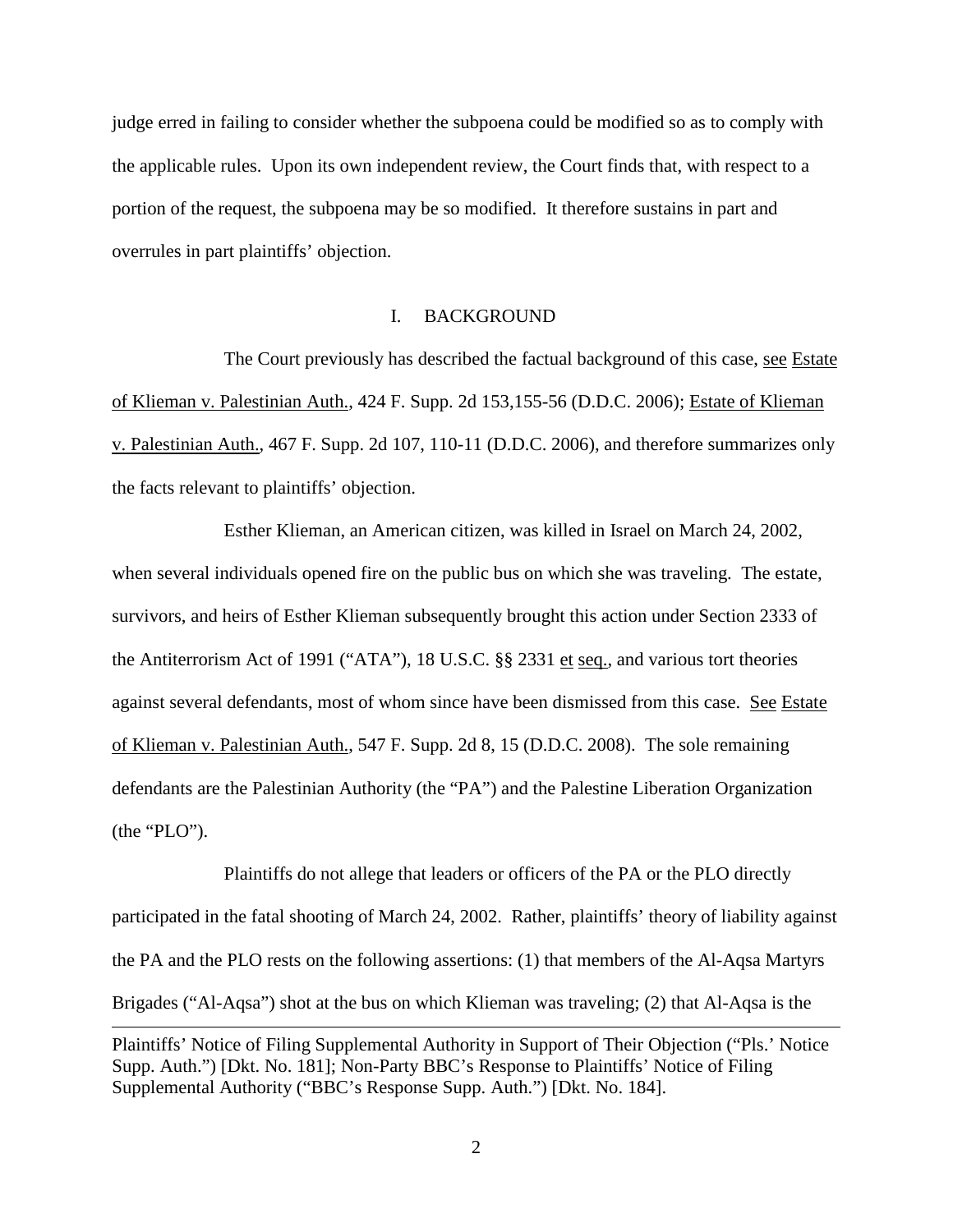judge erred in failing to consider whether the subpoena could be modified so as to comply with the applicable rules. Upon its own independent review, the Court finds that, with respect to a portion of the request, the subpoena may be so modified. It therefore sustains in part and overrules in part plaintiffs' objection.

## I. BACKGROUND

The Court previously has described the factual background of this case, see Estate of Klieman v. Palestinian Auth., 424 F. Supp. 2d 153,155-56 (D.D.C. 2006); Estate of Klieman v. Palestinian Auth., 467 F. Supp. 2d 107, 110-11 (D.D.C. 2006), and therefore summarizes only the facts relevant to plaintiffs' objection.

Esther Klieman, an American citizen, was killed in Israel on March 24, 2002, when several individuals opened fire on the public bus on which she was traveling. The estate, survivors, and heirs of Esther Klieman subsequently brought this action under Section 2333 of the Antiterrorism Act of 1991 ("ATA"), 18 U.S.C. §§ 2331 et seq., and various tort theories against several defendants, most of whom since have been dismissed from this case. See Estate of Klieman v. Palestinian Auth., 547 F. Supp. 2d 8, 15 (D.D.C. 2008). The sole remaining defendants are the Palestinian Authority (the "PA") and the Palestine Liberation Organization (the "PLO").

Plaintiffs do not allege that leaders or officers of the PA or the PLO directly participated in the fatal shooting of March 24, 2002. Rather, plaintiffs' theory of liability against the PA and the PLO rests on the following assertions: (1) that members of the Al-Aqsa Martyrs Brigades ("Al-Aqsa") shot at the bus on which Klieman was traveling; (2) that Al-Aqsa is the

---

Plaintiffs' Notice of Filing Supplemental Authority in Support of Their Objection ("Pls.' Notice Supp. Auth.") [Dkt. No. 181]; Non-Party BBC's Response to Plaintiffs' Notice of Filing Supplemental Authority ("BBC's Response Supp. Auth.") [Dkt. No. 184].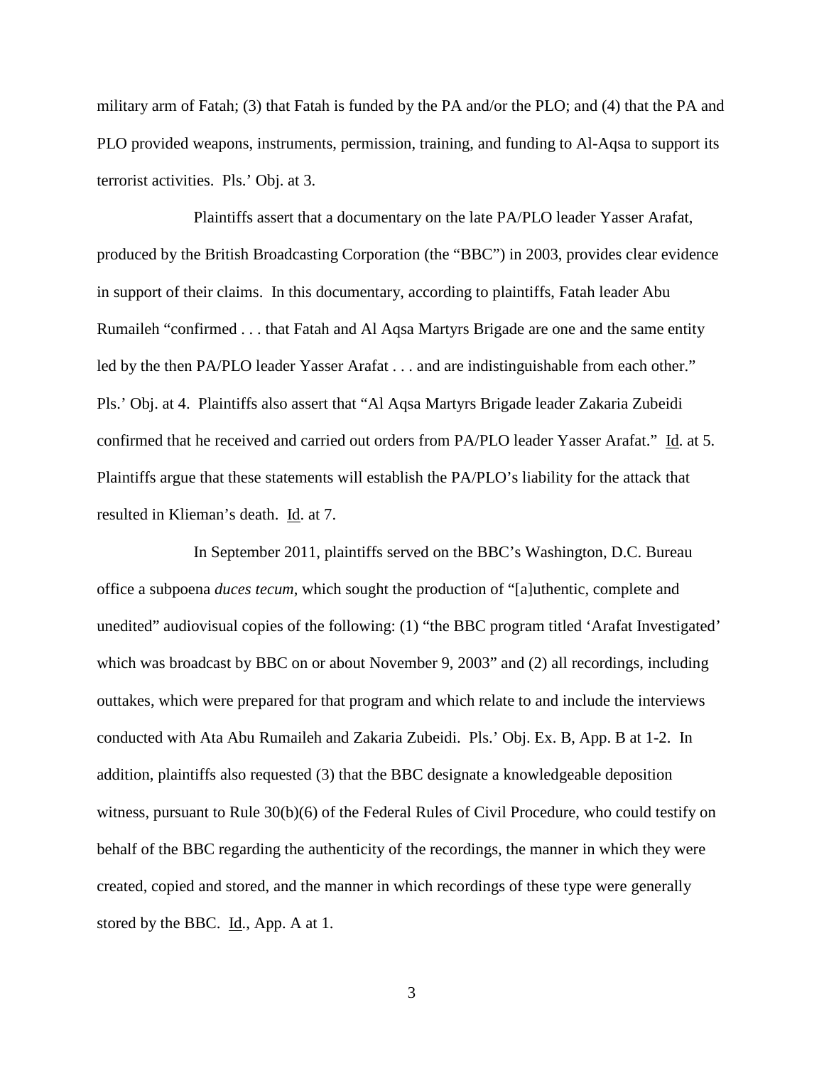military arm of Fatah; (3) that Fatah is funded by the PA and/or the PLO; and (4) that the PA and PLO provided weapons, instruments, permission, training, and funding to Al-Aqsa to support its terrorist activities. Pls.' Obj. at 3.

Plaintiffs assert that a documentary on the late PA/PLO leader Yasser Arafat, produced by the British Broadcasting Corporation (the "BBC") in 2003, provides clear evidence in support of their claims. In this documentary, according to plaintiffs, Fatah leader Abu Rumaileh "confirmed . . . that Fatah and Al Aqsa Martyrs Brigade are one and the same entity led by the then PA/PLO leader Yasser Arafat . . . and are indistinguishable from each other." Pls.' Obj. at 4. Plaintiffs also assert that "Al Aqsa Martyrs Brigade leader Zakaria Zubeidi confirmed that he received and carried out orders from PA/PLO leader Yasser Arafat." Id. at 5. Plaintiffs argue that these statements will establish the PA/PLO's liability for the attack that resulted in Klieman's death. Id. at 7.

In September 2011, plaintiffs served on the BBC's Washington, D.C. Bureau office a subpoena *duces tecum*, which sought the production of "[a]uthentic, complete and unedited" audiovisual copies of the following: (1) "the BBC program titled 'Arafat Investigated' which was broadcast by BBC on or about November 9, 2003" and (2) all recordings, including outtakes, which were prepared for that program and which relate to and include the interviews conducted with Ata Abu Rumaileh and Zakaria Zubeidi. Pls.' Obj. Ex. B, App. B at 1-2. In addition, plaintiffs also requested (3) that the BBC designate a knowledgeable deposition witness, pursuant to Rule 30(b)(6) of the Federal Rules of Civil Procedure, who could testify on behalf of the BBC regarding the authenticity of the recordings, the manner in which they were created, copied and stored, and the manner in which recordings of these type were generally stored by the BBC. Id., App. A at 1.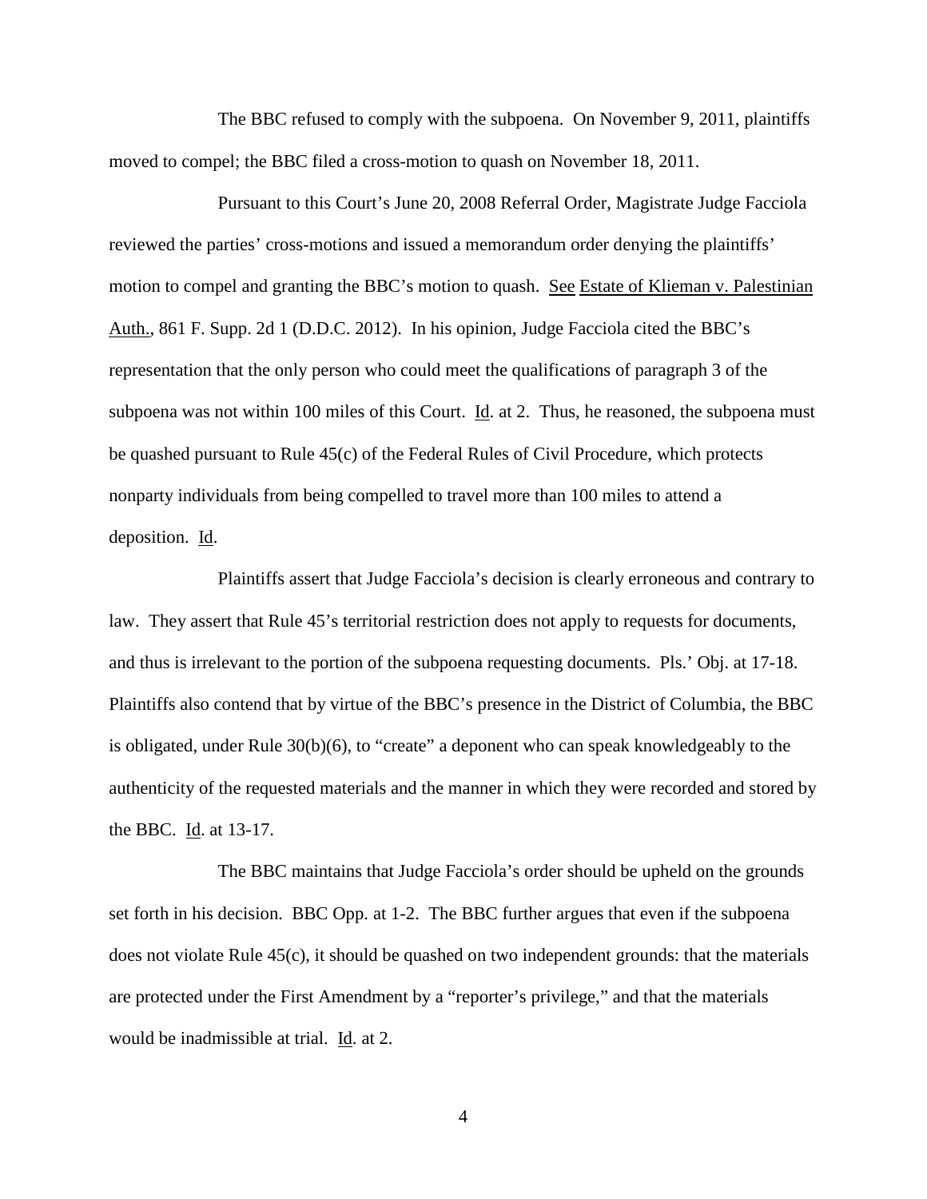The BBC refused to comply with the subpoena. On November 9, 2011, plaintiffs moved to compel; the BBC filed a cross-motion to quash on November 18, 2011.

Pursuant to this Court's June 20, 2008 Referral Order, Magistrate Judge Facciola reviewed the parties' cross-motions and issued a memorandum order denying the plaintiffs' motion to compel and granting the BBC's motion to quash. See Estate of Klieman v. Palestinian Auth., 861 F. Supp. 2d 1 (D.D.C. 2012). In his opinion, Judge Facciola cited the BBC's representation that the only person who could meet the qualifications of paragraph 3 of the subpoena was not within 100 miles of this Court. Id. at 2. Thus, he reasoned, the subpoena must be quashed pursuant to Rule 45(c) of the Federal Rules of Civil Procedure, which protects nonparty individuals from being compelled to travel more than 100 miles to attend a deposition. Id.

Plaintiffs assert that Judge Facciola's decision is clearly erroneous and contrary to law. They assert that Rule 45's territorial restriction does not apply to requests for documents, and thus is irrelevant to the portion of the subpoena requesting documents. Pls.' Obj. at 17-18. Plaintiffs also contend that by virtue of the BBC's presence in the District of Columbia, the BBC is obligated, under Rule 30(b)(6), to "create" a deponent who can speak knowledgeably to the authenticity of the requested materials and the manner in which they were recorded and stored by the BBC. Id. at 13-17.

The BBC maintains that Judge Facciola's order should be upheld on the grounds set forth in his decision. BBC Opp. at 1-2. The BBC further argues that even if the subpoena does not violate Rule 45(c), it should be quashed on two independent grounds: that the materials are protected under the First Amendment by a "reporter's privilege," and that the materials would be inadmissible at trial. Id. at 2.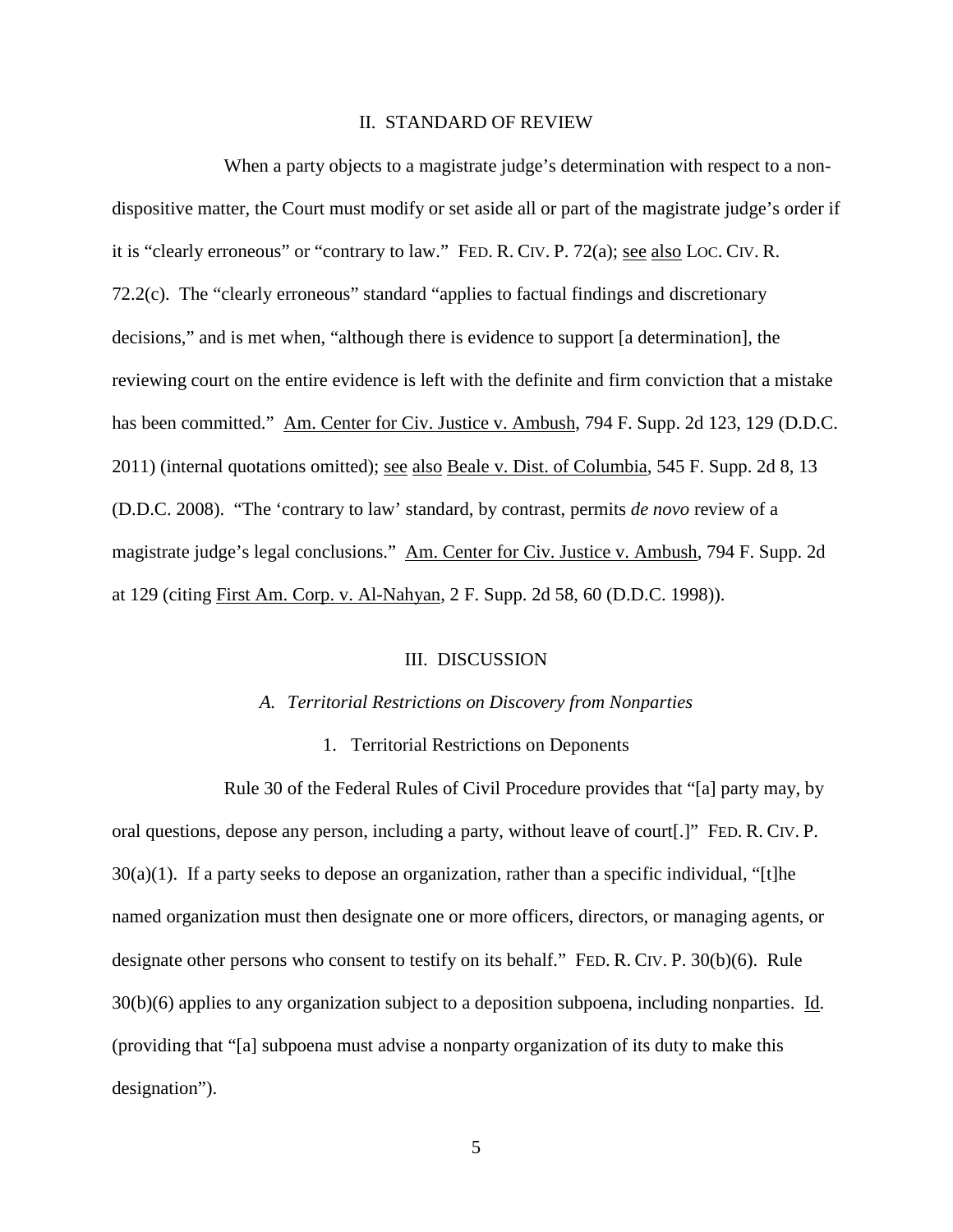## II. STANDARD OF REVIEW

When a party objects to a magistrate judge's determination with respect to a non-dispositive matter, the Court must modify or set aside all or part of the magistrate judge's order if it is "clearly erroneous" or "contrary to law." FED. R. CIV. P. 72(a); see also LOC. CIV. R. 72.2(c). The "clearly erroneous" standard "applies to factual findings and discretionary decisions," and is met when, "although there is evidence to support [a determination], the reviewing court on the entire evidence is left with the definite and firm conviction that a mistake has been committed." Am. Center for Civ. Justice v. Ambush, 794 F. Supp. 2d 123, 129 (D.D.C. 2011) (internal quotations omitted); see also Beale v. Dist. of Columbia, 545 F. Supp. 2d 8, 13 (D.D.C. 2008). "The 'contrary to law' standard, by contrast, permits *de novo* review of a magistrate judge's legal conclusions." Am. Center for Civ. Justice v. Ambush, 794 F. Supp. 2d at 129 (citing First Am. Corp. v. Al-Nahyan, 2 F. Supp. 2d 58, 60 (D.D.C. 1998)).

## III. DISCUSSION

### *A. Territorial Restrictions on Discovery from Nonparties*

#### 1. Territorial Restrictions on Deponents

Rule 30 of the Federal Rules of Civil Procedure provides that "[a] party may, by oral questions, depose any person, including a party, without leave of court[.]" FED. R. CIV. P. 30(a)(1). If a party seeks to depose an organization, rather than a specific individual, "[t]he named organization must then designate one or more officers, directors, or managing agents, or designate other persons who consent to testify on its behalf." FED. R. CIV. P. 30(b)(6). Rule 30(b)(6) applies to any organization subject to a deposition subpoena, including nonparties. Id. (providing that "[a] subpoena must advise a nonparty organization of its duty to make this designation").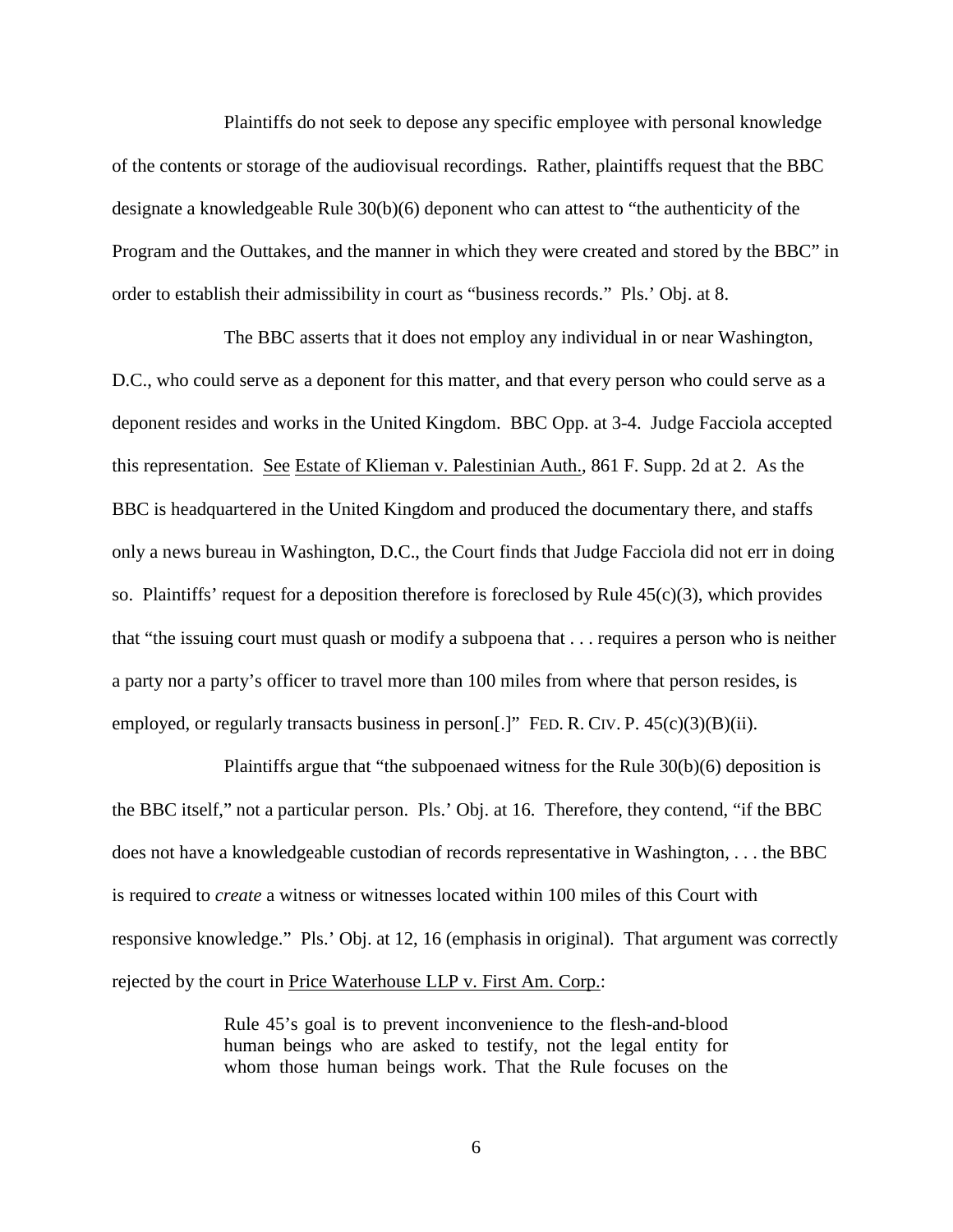Plaintiffs do not seek to depose any specific employee with personal knowledge of the contents or storage of the audiovisual recordings. Rather, plaintiffs request that the BBC designate a knowledgeable Rule 30(b)(6) deponent who can attest to "the authenticity of the Program and the Outtakes, and the manner in which they were created and stored by the BBC" in order to establish their admissibility in court as "business records." Pls.' Obj. at 8.

The BBC asserts that it does not employ any individual in or near Washington, D.C., who could serve as a deponent for this matter, and that every person who could serve as a deponent resides and works in the United Kingdom. BBC Opp. at 3-4. Judge Facciola accepted this representation. See Estate of Klieman v. Palestinian Auth., 861 F. Supp. 2d at 2. As the BBC is headquartered in the United Kingdom and produced the documentary there, and staffs only a news bureau in Washington, D.C., the Court finds that Judge Facciola did not err in doing so. Plaintiffs' request for a deposition therefore is foreclosed by Rule 45(c)(3), which provides that "the issuing court must quash or modify a subpoena that . . . requires a person who is neither a party nor a party's officer to travel more than 100 miles from where that person resides, is employed, or regularly transacts business in person[.]" FED. R. CIV. P. 45(c)(3)(B)(ii).

Plaintiffs argue that "the subpoenaed witness for the Rule 30(b)(6) deposition is the BBC itself," not a particular person. Pls.' Obj. at 16. Therefore, they contend, "if the BBC does not have a knowledgeable custodian of records representative in Washington, . . . the BBC is required to *create* a witness or witnesses located within 100 miles of this Court with responsive knowledge." Pls.' Obj. at 12, 16 (emphasis in original). That argument was correctly rejected by the court in Price Waterhouse LLP v. First Am. Corp.:

> Rule 45's goal is to prevent inconvenience to the flesh-and-blood human beings who are asked to testify, not the legal entity for whom those human beings work. That the Rule focuses on the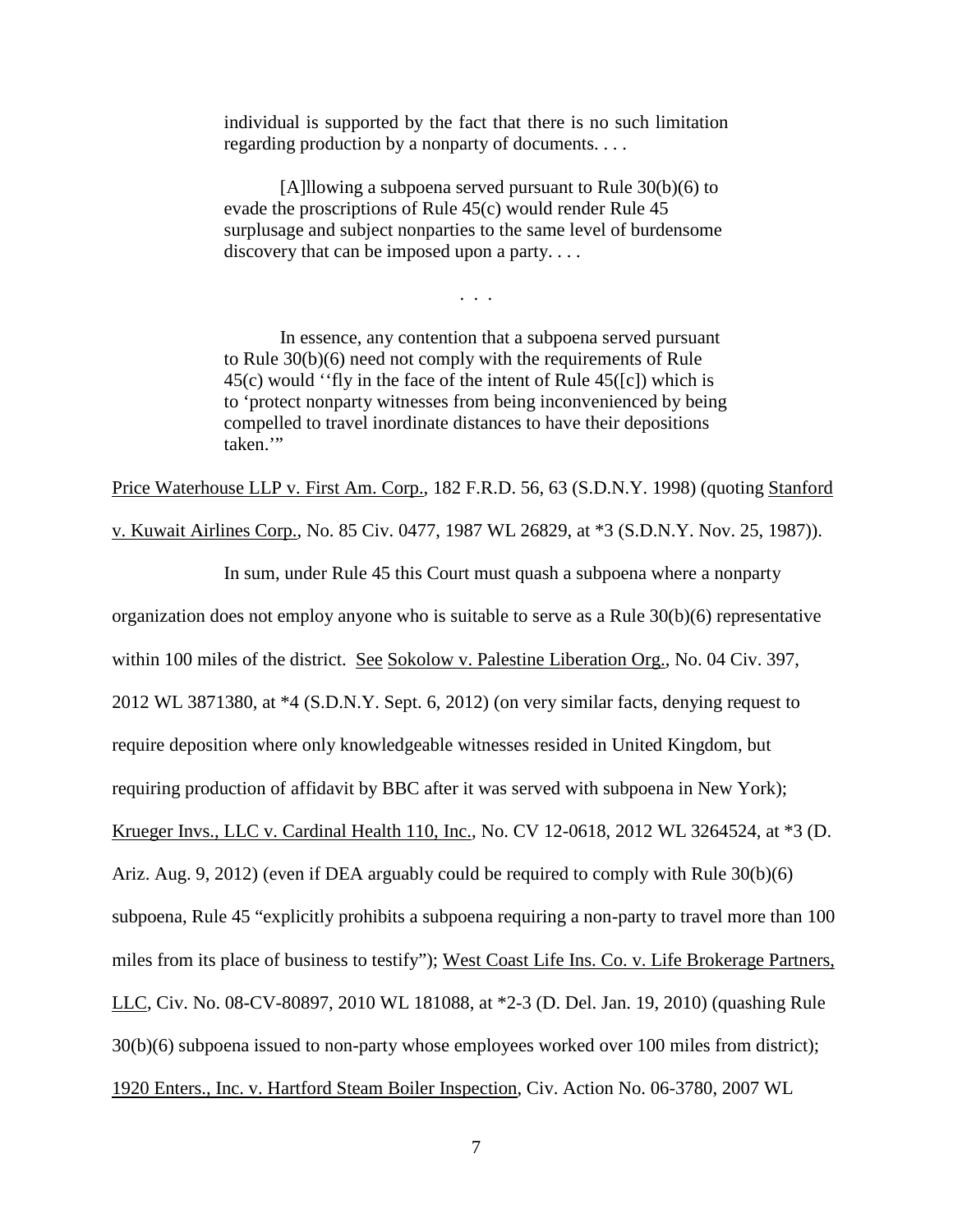> individual is supported by the fact that there is no such limitation regarding production by a nonparty of documents. . . .
>
> [A]llowing a subpoena served pursuant to Rule 30(b)(6) to evade the proscriptions of Rule 45(c) would render Rule 45 surplusage and subject nonparties to the same level of burdensome discovery that can be imposed upon a party. . . .
>
> . . .
>
> In essence, any contention that a subpoena served pursuant to Rule 30(b)(6) need not comply with the requirements of Rule 45(c) would ''fly in the face of the intent of Rule 45([c]) which is to 'protect nonparty witnesses from being inconvenienced by being compelled to travel inordinate distances to have their depositions taken.'"

Price Waterhouse LLP v. First Am. Corp., 182 F.R.D. 56, 63 (S.D.N.Y. 1998) (quoting Stanford v. Kuwait Airlines Corp., No. 85 Civ. 0477, 1987 WL 26829, at *3 (S.D.N.Y. Nov. 25, 1987)).

In sum, under Rule 45 this Court must quash a subpoena where a nonparty organization does not employ anyone who is suitable to serve as a Rule 30(b)(6) representative within 100 miles of the district. See Sokolow v. Palestine Liberation Org., No. 04 Civ. 397, 2012 WL 3871380, at *4 (S.D.N.Y. Sept. 6, 2012) (on very similar facts, denying request to require deposition where only knowledgeable witnesses resided in United Kingdom, but requiring production of affidavit by BBC after it was served with subpoena in New York); Krueger Invs., LLC v. Cardinal Health 110, Inc., No. CV 12-0618, 2012 WL 3264524, at *3 (D. Ariz. Aug. 9, 2012) (even if DEA arguably could be required to comply with Rule 30(b)(6) subpoena, Rule 45 "explicitly prohibits a subpoena requiring a non-party to travel more than 100 miles from its place of business to testify"); West Coast Life Ins. Co. v. Life Brokerage Partners, LLC, Civ. No. 08-CV-80897, 2010 WL 181088, at *2-3 (D. Del. Jan. 19, 2010) (quashing Rule 30(b)(6) subpoena issued to non-party whose employees worked over 100 miles from district); 1920 Enters., Inc. v. Hartford Steam Boiler Inspection, Civ. Action No. 06-3780, 2007 WL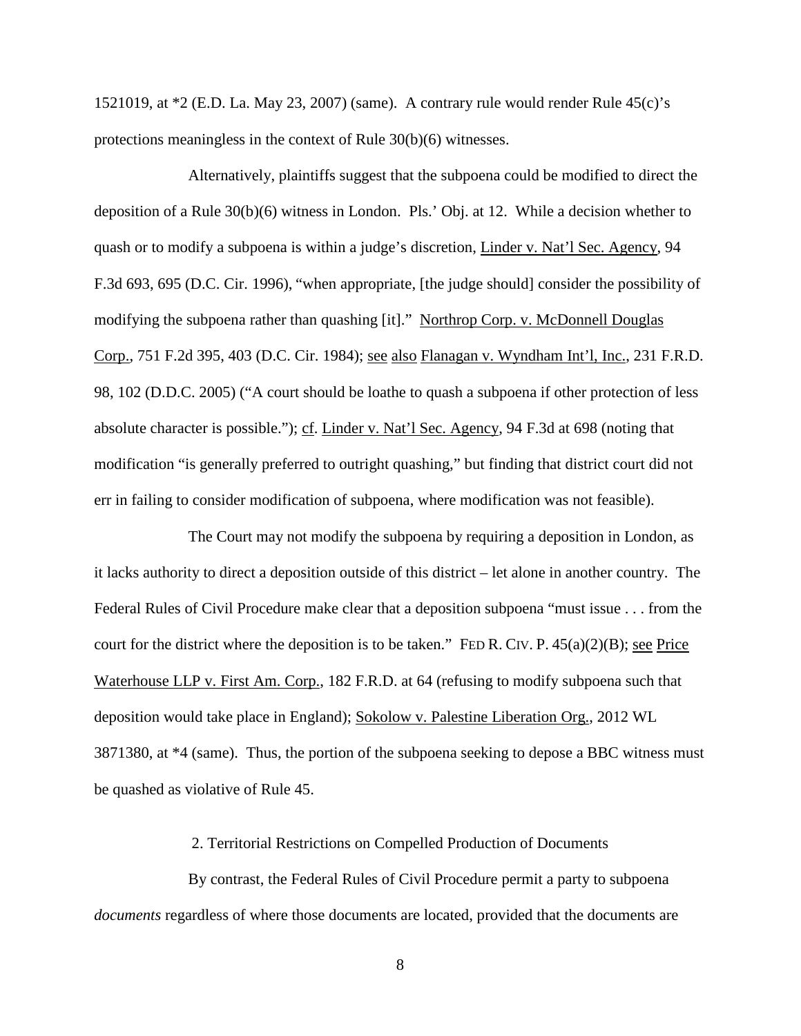1521019, at *2 (E.D. La. May 23, 2007) (same). A contrary rule would render Rule 45(c)'s protections meaningless in the context of Rule 30(b)(6) witnesses.

Alternatively, plaintiffs suggest that the subpoena could be modified to direct the deposition of a Rule 30(b)(6) witness in London. Pls.' Obj. at 12. While a decision whether to quash or to modify a subpoena is within a judge's discretion, Linder v. Nat'l Sec. Agency, 94 F.3d 693, 695 (D.C. Cir. 1996), "when appropriate, [the judge should] consider the possibility of modifying the subpoena rather than quashing [it]." Northrop Corp. v. McDonnell Douglas Corp., 751 F.2d 395, 403 (D.C. Cir. 1984); see also Flanagan v. Wyndham Int'l, Inc., 231 F.R.D. 98, 102 (D.D.C. 2005) ("A court should be loathe to quash a subpoena if other protection of less absolute character is possible."); cf. Linder v. Nat'l Sec. Agency, 94 F.3d at 698 (noting that modification "is generally preferred to outright quashing," but finding that district court did not err in failing to consider modification of subpoena, where modification was not feasible).

The Court may not modify the subpoena by requiring a deposition in London, as it lacks authority to direct a deposition outside of this district – let alone in another country. The Federal Rules of Civil Procedure make clear that a deposition subpoena "must issue . . . from the court for the district where the deposition is to be taken." FED R. CIV. P. 45(a)(2)(B); see Price Waterhouse LLP v. First Am. Corp., 182 F.R.D. at 64 (refusing to modify subpoena such that deposition would take place in England); Sokolow v. Palestine Liberation Org., 2012 WL 3871380, at *4 (same). Thus, the portion of the subpoena seeking to depose a BBC witness must be quashed as violative of Rule 45.

### 2. Territorial Restrictions on Compelled Production of Documents

By contrast, the Federal Rules of Civil Procedure permit a party to subpoena *documents* regardless of where those documents are located, provided that the documents are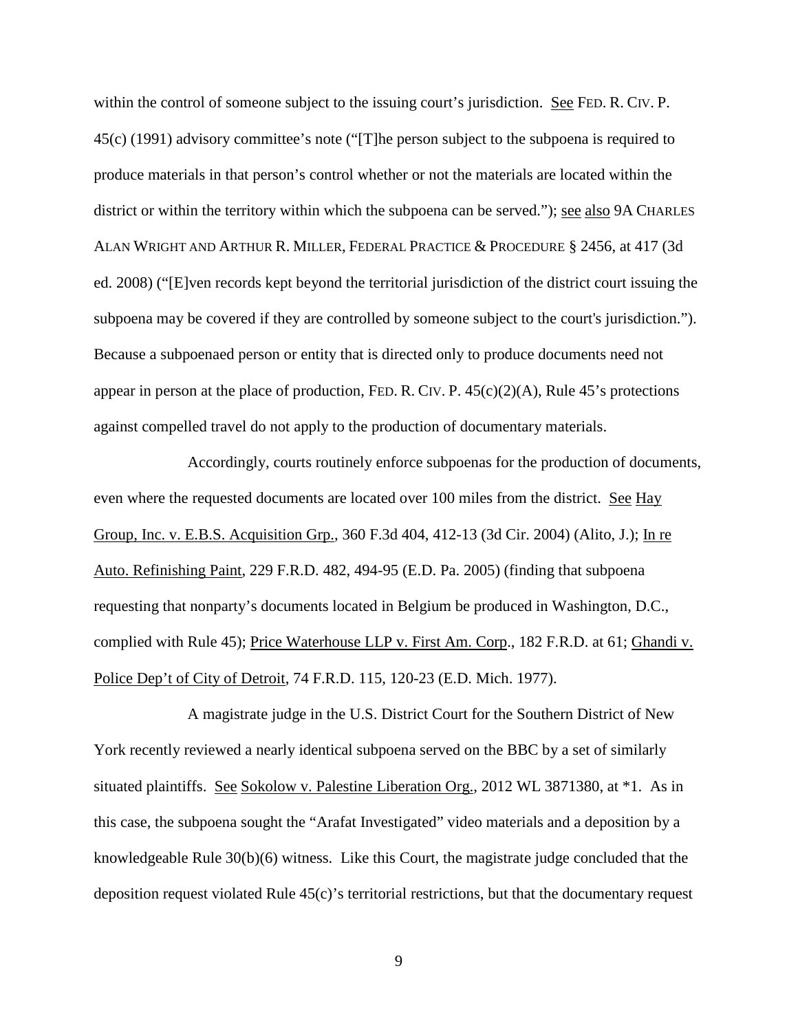within the control of someone subject to the issuing court's jurisdiction. See FED. R. CIV. P. 45(c) (1991) advisory committee's note ("[T]he person subject to the subpoena is required to produce materials in that person's control whether or not the materials are located within the district or within the territory within which the subpoena can be served."); see also 9A CHARLES ALAN WRIGHT AND ARTHUR R. MILLER, FEDERAL PRACTICE & PROCEDURE § 2456, at 417 (3d ed. 2008) ("[E]ven records kept beyond the territorial jurisdiction of the district court issuing the subpoena may be covered if they are controlled by someone subject to the court's jurisdiction."). Because a subpoenaed person or entity that is directed only to produce documents need not appear in person at the place of production, FED. R. CIV. P. 45(c)(2)(A), Rule 45's protections against compelled travel do not apply to the production of documentary materials.

Accordingly, courts routinely enforce subpoenas for the production of documents, even where the requested documents are located over 100 miles from the district. See Hay Group, Inc. v. E.B.S. Acquisition Grp., 360 F.3d 404, 412-13 (3d Cir. 2004) (Alito, J.); In re Auto. Refinishing Paint, 229 F.R.D. 482, 494-95 (E.D. Pa. 2005) (finding that subpoena requesting that nonparty's documents located in Belgium be produced in Washington, D.C., complied with Rule 45); Price Waterhouse LLP v. First Am. Corp., 182 F.R.D. at 61; Ghandi v. Police Dep't of City of Detroit, 74 F.R.D. 115, 120-23 (E.D. Mich. 1977).

A magistrate judge in the U.S. District Court for the Southern District of New York recently reviewed a nearly identical subpoena served on the BBC by a set of similarly situated plaintiffs. See Sokolow v. Palestine Liberation Org., 2012 WL 3871380, at *1. As in this case, the subpoena sought the "Arafat Investigated" video materials and a deposition by a knowledgeable Rule 30(b)(6) witness. Like this Court, the magistrate judge concluded that the deposition request violated Rule 45(c)'s territorial restrictions, but that the documentary request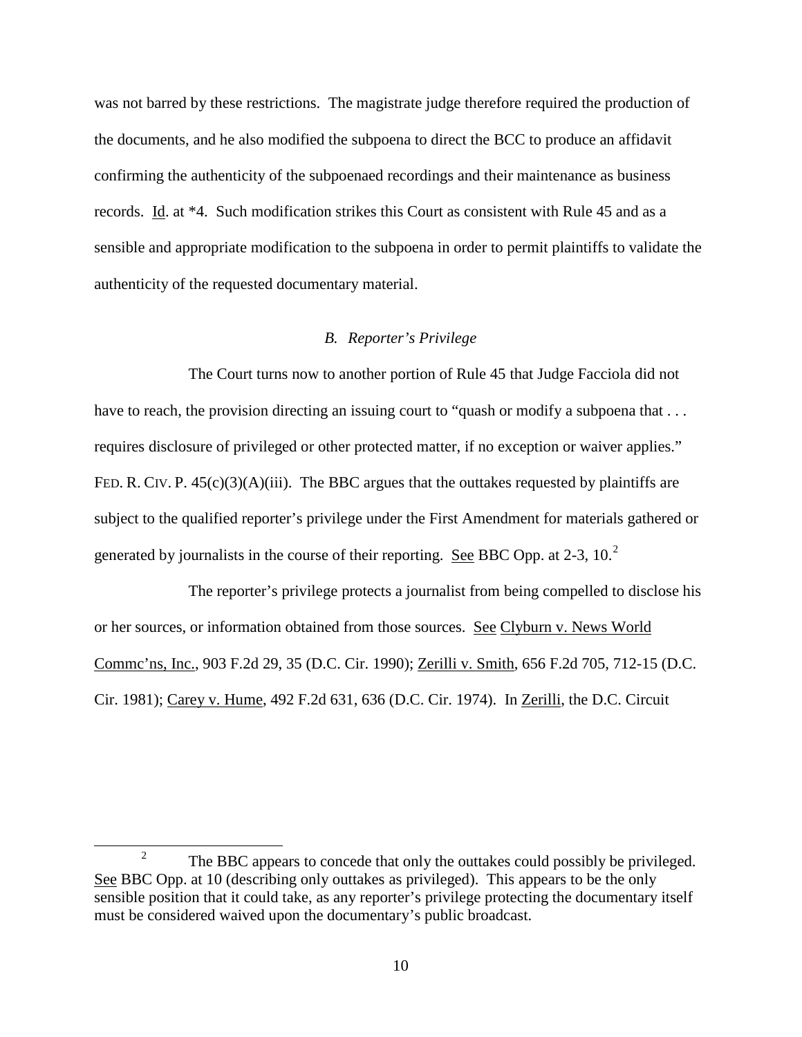was not barred by these restrictions. The magistrate judge therefore required the production of the documents, and he also modified the subpoena to direct the BCC to produce an affidavit confirming the authenticity of the subpoenaed recordings and their maintenance as business records. Id. at *4. Such modification strikes this Court as consistent with Rule 45 and as a sensible and appropriate modification to the subpoena in order to permit plaintiffs to validate the authenticity of the requested documentary material.

### *B. Reporter's Privilege*

The Court turns now to another portion of Rule 45 that Judge Facciola did not have to reach, the provision directing an issuing court to "quash or modify a subpoena that . . . requires disclosure of privileged or other protected matter, if no exception or waiver applies." FED. R. CIV. P. 45(c)(3)(A)(iii). The BBC argues that the outtakes requested by plaintiffs are subject to the qualified reporter's privilege under the First Amendment for materials gathered or generated by journalists in the course of their reporting. See BBC Opp. at 2-3, 10.[2]

The reporter's privilege protects a journalist from being compelled to disclose his or her sources, or information obtained from those sources. See Clyburn v. News World Commc'ns, Inc., 903 F.2d 29, 35 (D.C. Cir. 1990); Zerilli v. Smith, 656 F.2d 705, 712-15 (D.C. Cir. 1981); Carey v. Hume, 492 F.2d 631, 636 (D.C. Cir. 1974). In Zerilli, the D.C. Circuit

---

[2] The BBC appears to concede that only the outtakes could possibly be privileged. See BBC Opp. at 10 (describing only outtakes as privileged). This appears to be the only sensible position that it could take, as any reporter's privilege protecting the documentary itself must be considered waived upon the documentary's public broadcast.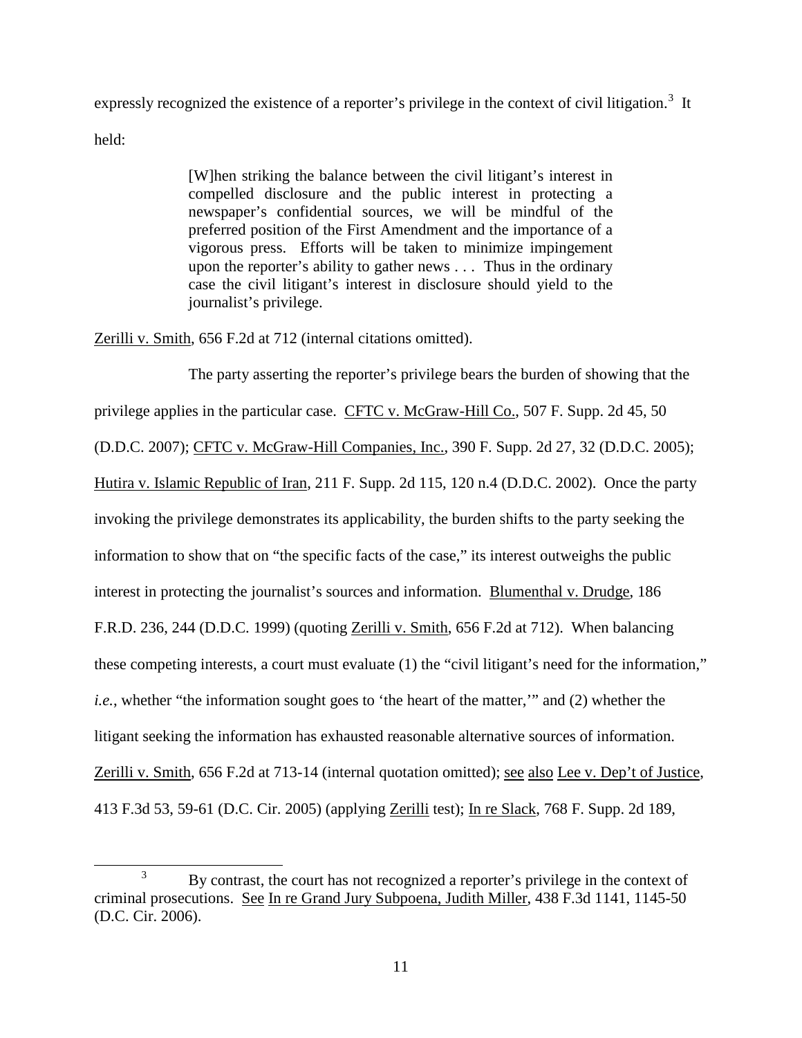expressly recognized the existence of a reporter's privilege in the context of civil litigation.[3] It held:

> [W]hen striking the balance between the civil litigant's interest in compelled disclosure and the public interest in protecting a newspaper's confidential sources, we will be mindful of the preferred position of the First Amendment and the importance of a vigorous press. Efforts will be taken to minimize impingement upon the reporter's ability to gather news . . . Thus in the ordinary case the civil litigant's interest in disclosure should yield to the journalist's privilege.

Zerilli v. Smith, 656 F.2d at 712 (internal citations omitted).

The party asserting the reporter's privilege bears the burden of showing that the privilege applies in the particular case. CFTC v. McGraw-Hill Co., 507 F. Supp. 2d 45, 50 (D.D.C. 2007); CFTC v. McGraw-Hill Companies, Inc., 390 F. Supp. 2d 27, 32 (D.D.C. 2005); Hutira v. Islamic Republic of Iran, 211 F. Supp. 2d 115, 120 n.4 (D.D.C. 2002). Once the party invoking the privilege demonstrates its applicability, the burden shifts to the party seeking the information to show that on "the specific facts of the case," its interest outweighs the public interest in protecting the journalist's sources and information. Blumenthal v. Drudge, 186 F.R.D. 236, 244 (D.D.C. 1999) (quoting Zerilli v. Smith, 656 F.2d at 712). When balancing these competing interests, a court must evaluate (1) the "civil litigant's need for the information," *i.e.*, whether "the information sought goes to 'the heart of the matter,'" and (2) whether the litigant seeking the information has exhausted reasonable alternative sources of information. Zerilli v. Smith, 656 F.2d at 713-14 (internal quotation omitted); see also Lee v. Dep't of Justice, 413 F.3d 53, 59-61 (D.C. Cir. 2005) (applying Zerilli test); In re Slack, 768 F. Supp. 2d 189,

---

[3] By contrast, the court has not recognized a reporter's privilege in the context of criminal prosecutions. See In re Grand Jury Subpoena, Judith Miller, 438 F.3d 1141, 1145-50 (D.C. Cir. 2006).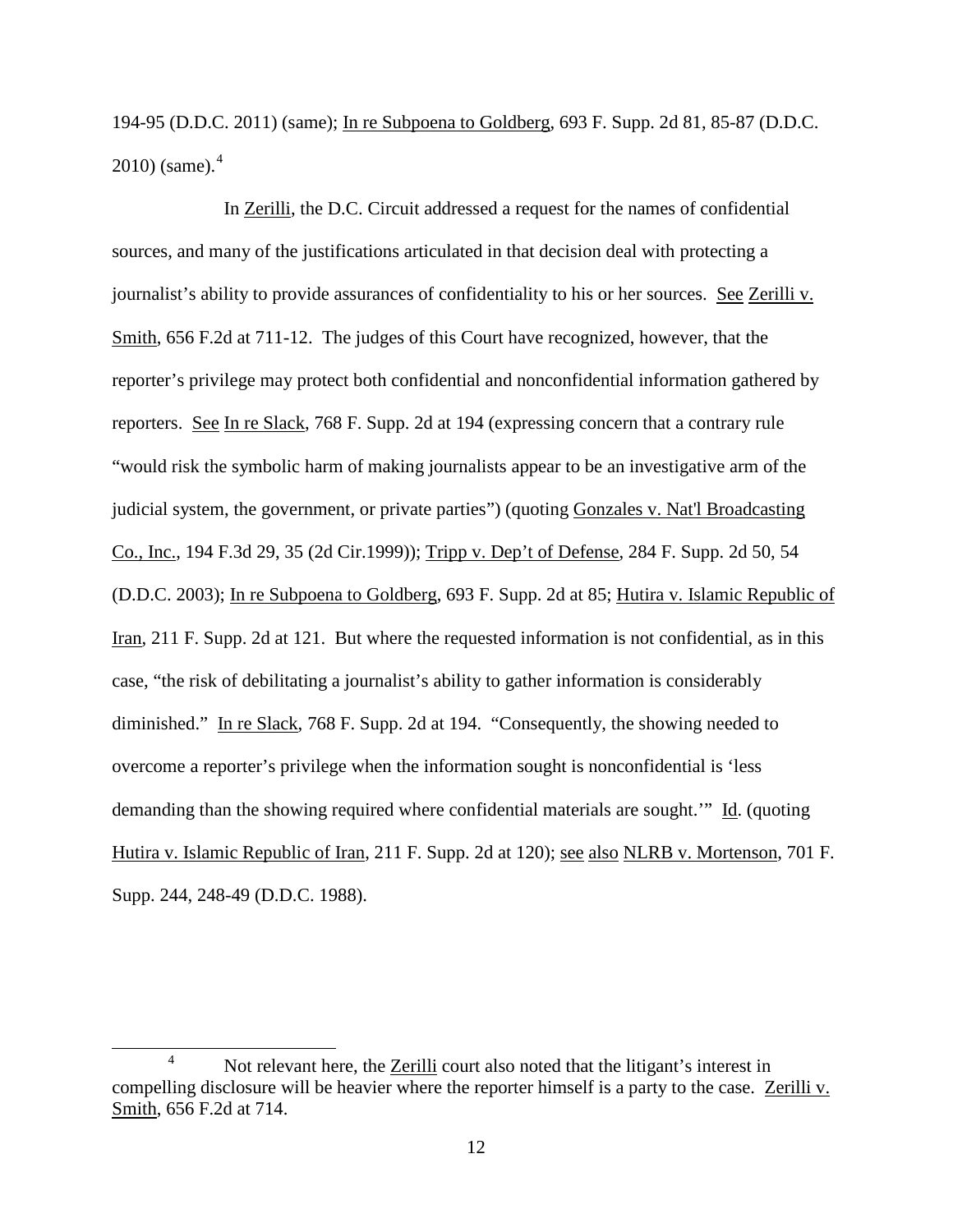194-95 (D.D.C. 2011) (same); In re Subpoena to Goldberg, 693 F. Supp. 2d 81, 85-87 (D.D.C. 2010) (same).[4]

In Zerilli, the D.C. Circuit addressed a request for the names of confidential sources, and many of the justifications articulated in that decision deal with protecting a journalist's ability to provide assurances of confidentiality to his or her sources. See Zerilli v. Smith, 656 F.2d at 711-12. The judges of this Court have recognized, however, that the reporter's privilege may protect both confidential and nonconfidential information gathered by reporters. See In re Slack, 768 F. Supp. 2d at 194 (expressing concern that a contrary rule "would risk the symbolic harm of making journalists appear to be an investigative arm of the judicial system, the government, or private parties") (quoting Gonzales v. Nat'l Broadcasting Co., Inc., 194 F.3d 29, 35 (2d Cir.1999)); Tripp v. Dep't of Defense, 284 F. Supp. 2d 50, 54 (D.D.C. 2003); In re Subpoena to Goldberg, 693 F. Supp. 2d at 85; Hutira v. Islamic Republic of Iran, 211 F. Supp. 2d at 121. But where the requested information is not confidential, as in this case, "the risk of debilitating a journalist's ability to gather information is considerably diminished." In re Slack, 768 F. Supp. 2d at 194. "Consequently, the showing needed to overcome a reporter's privilege when the information sought is nonconfidential is 'less demanding than the showing required where confidential materials are sought.'" Id. (quoting Hutira v. Islamic Republic of Iran, 211 F. Supp. 2d at 120); see also NLRB v. Mortenson, 701 F. Supp. 244, 248-49 (D.D.C. 1988).

---

[4] Not relevant here, the Zerilli court also noted that the litigant's interest in compelling disclosure will be heavier where the reporter himself is a party to the case. Zerilli v. Smith, 656 F.2d at 714.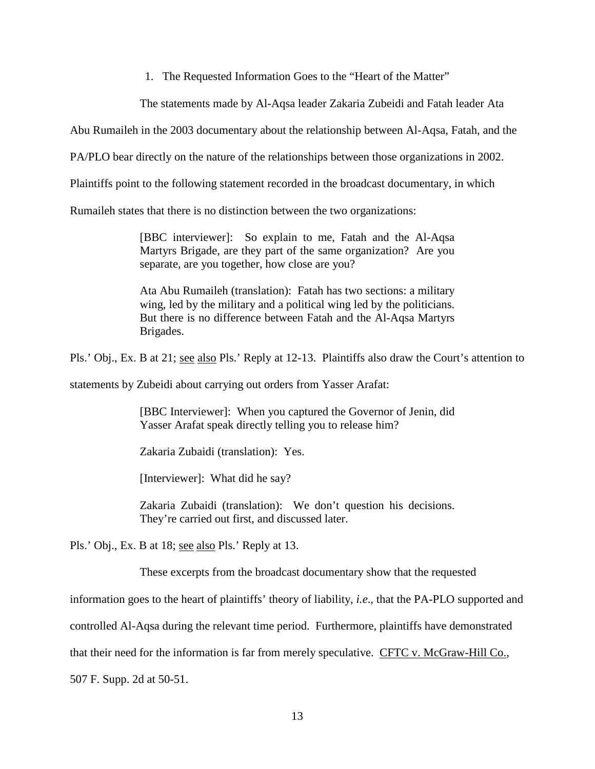1. The Requested Information Goes to the "Heart of the Matter"

The statements made by Al-Aqsa leader Zakaria Zubeidi and Fatah leader Ata Abu Rumaileh in the 2003 documentary about the relationship between Al-Aqsa, Fatah, and the PA/PLO bear directly on the nature of the relationships between those organizations in 2002. Plaintiffs point to the following statement recorded in the broadcast documentary, in which Rumaileh states that there is no distinction between the two organizations:

> [BBC interviewer]: So explain to me, Fatah and the Al-Aqsa Martyrs Brigade, are they part of the same organization? Are you separate, are you together, how close are you?
>
> Ata Abu Rumaileh (translation): Fatah has two sections: a military wing, led by the military and a political wing led by the politicians. But there is no difference between Fatah and the Al-Aqsa Martyrs Brigades.

Pls.' Obj., Ex. B at 21; see also Pls.' Reply at 12-13. Plaintiffs also draw the Court's attention to statements by Zubeidi about carrying out orders from Yasser Arafat:

> [BBC Interviewer]: When you captured the Governor of Jenin, did Yasser Arafat speak directly telling you to release him?
>
> Zakaria Zubaidi (translation): Yes.
>
> [Interviewer]: What did he say?
>
> Zakaria Zubaidi (translation): We don't question his decisions. They're carried out first, and discussed later.

Pls.' Obj., Ex. B at 18; see also Pls.' Reply at 13.

These excerpts from the broadcast documentary show that the requested information goes to the heart of plaintiffs' theory of liability, *i.e*., that the PA-PLO supported and controlled Al-Aqsa during the relevant time period. Furthermore, plaintiffs have demonstrated that their need for the information is far from merely speculative. CFTC v. McGraw-Hill Co., 507 F. Supp. 2d at 50-51.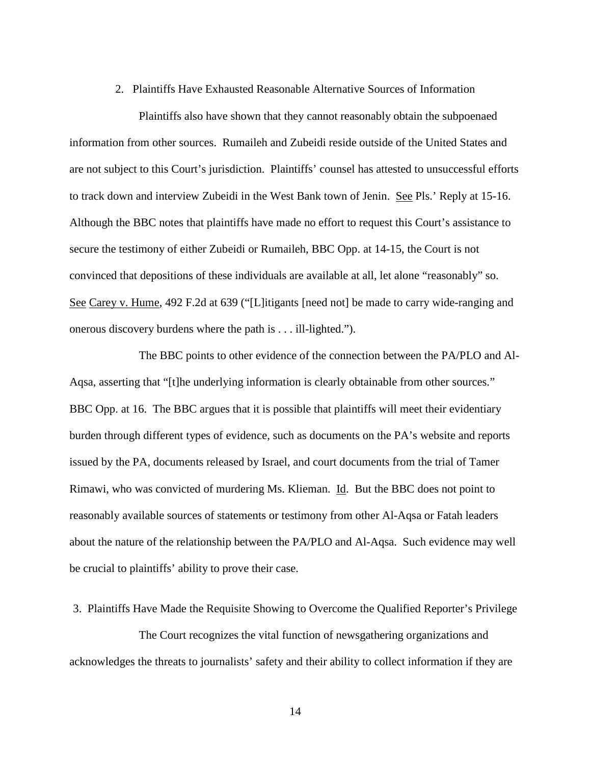### 2. Plaintiffs Have Exhausted Reasonable Alternative Sources of Information

Plaintiffs also have shown that they cannot reasonably obtain the subpoenaed information from other sources. Rumaileh and Zubeidi reside outside of the United States and are not subject to this Court's jurisdiction. Plaintiffs' counsel has attested to unsuccessful efforts to track down and interview Zubeidi in the West Bank town of Jenin. See Pls.' Reply at 15-16. Although the BBC notes that plaintiffs have made no effort to request this Court's assistance to secure the testimony of either Zubeidi or Rumaileh, BBC Opp. at 14-15, the Court is not convinced that depositions of these individuals are available at all, let alone "reasonably" so. See Carey v. Hume, 492 F.2d at 639 ("[L]itigants [need not] be made to carry wide-ranging and onerous discovery burdens where the path is . . . ill-lighted.").

The BBC points to other evidence of the connection between the PA/PLO and Al-Aqsa, asserting that "[t]he underlying information is clearly obtainable from other sources." BBC Opp. at 16. The BBC argues that it is possible that plaintiffs will meet their evidentiary burden through different types of evidence, such as documents on the PA's website and reports issued by the PA, documents released by Israel, and court documents from the trial of Tamer Rimawi, who was convicted of murdering Ms. Klieman. Id. But the BBC does not point to reasonably available sources of statements or testimony from other Al-Aqsa or Fatah leaders about the nature of the relationship between the PA/PLO and Al-Aqsa. Such evidence may well be crucial to plaintiffs' ability to prove their case.

### 3. Plaintiffs Have Made the Requisite Showing to Overcome the Qualified Reporter's Privilege

The Court recognizes the vital function of newsgathering organizations and acknowledges the threats to journalists' safety and their ability to collect information if they are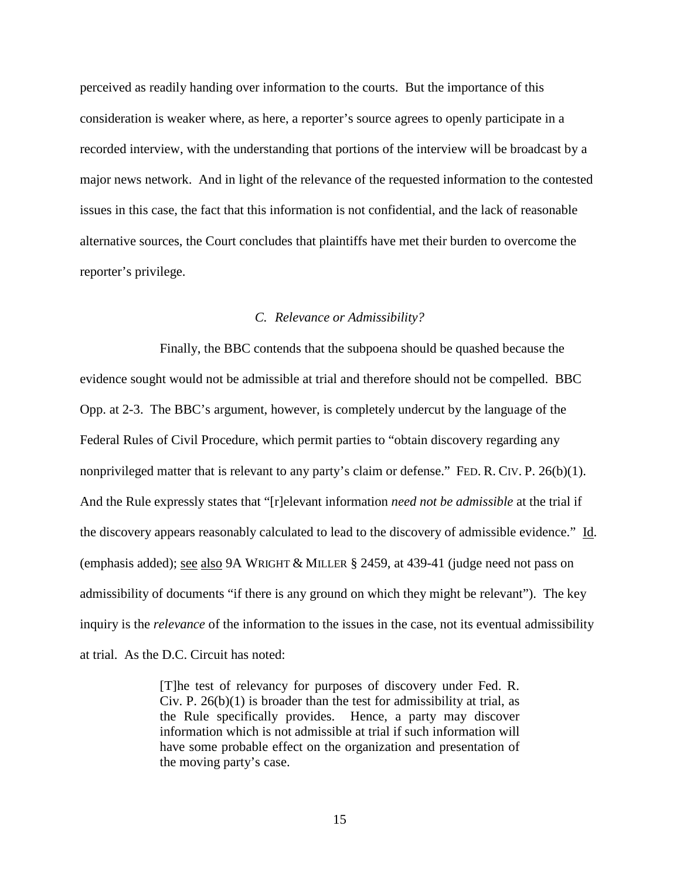perceived as readily handing over information to the courts. But the importance of this consideration is weaker where, as here, a reporter's source agrees to openly participate in a recorded interview, with the understanding that portions of the interview will be broadcast by a major news network. And in light of the relevance of the requested information to the contested issues in this case, the fact that this information is not confidential, and the lack of reasonable alternative sources, the Court concludes that plaintiffs have met their burden to overcome the reporter's privilege.

### *C. Relevance or Admissibility?*

Finally, the BBC contends that the subpoena should be quashed because the evidence sought would not be admissible at trial and therefore should not be compelled. BBC Opp. at 2-3. The BBC's argument, however, is completely undercut by the language of the Federal Rules of Civil Procedure, which permit parties to "obtain discovery regarding any nonprivileged matter that is relevant to any party's claim or defense." FED. R. CIV. P. 26(b)(1). And the Rule expressly states that "[r]elevant information *need not be admissible* at the trial if the discovery appears reasonably calculated to lead to the discovery of admissible evidence." Id. (emphasis added); see also 9A WRIGHT & MILLER § 2459, at 439-41 (judge need not pass on admissibility of documents "if there is any ground on which they might be relevant"). The key inquiry is the *relevance* of the information to the issues in the case, not its eventual admissibility at trial. As the D.C. Circuit has noted:

> [T]he test of relevancy for purposes of discovery under Fed. R. Civ. P. 26(b)(1) is broader than the test for admissibility at trial, as the Rule specifically provides. Hence, a party may discover information which is not admissible at trial if such information will have some probable effect on the organization and presentation of the moving party's case.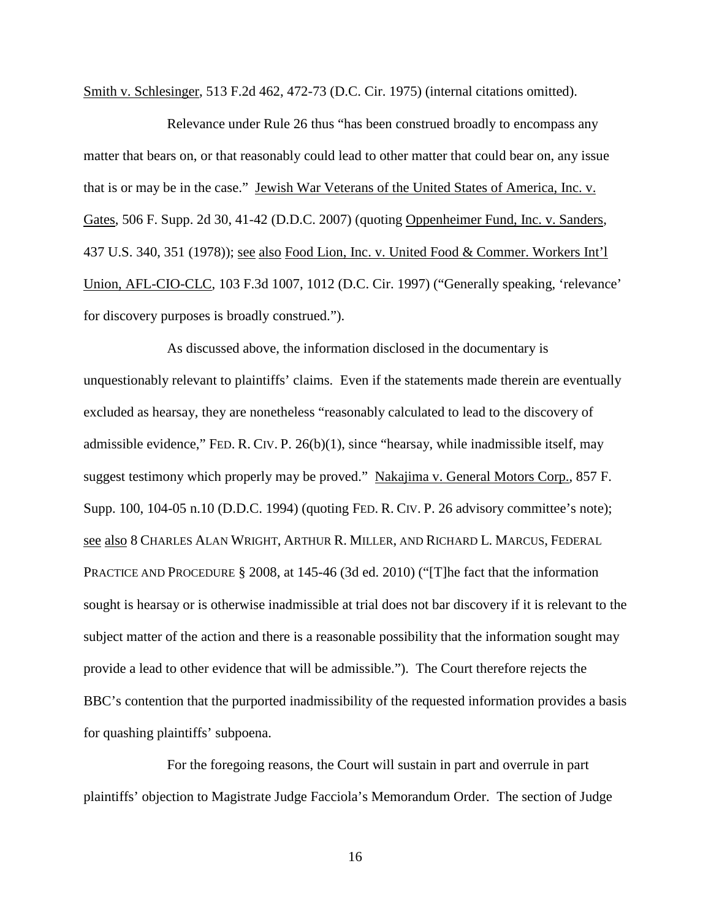Smith v. Schlesinger, 513 F.2d 462, 472-73 (D.C. Cir. 1975) (internal citations omitted).

Relevance under Rule 26 thus "has been construed broadly to encompass any matter that bears on, or that reasonably could lead to other matter that could bear on, any issue that is or may be in the case." Jewish War Veterans of the United States of America, Inc. v. Gates, 506 F. Supp. 2d 30, 41-42 (D.D.C. 2007) (quoting Oppenheimer Fund, Inc. v. Sanders, 437 U.S. 340, 351 (1978)); see also Food Lion, Inc. v. United Food & Commer. Workers Int'l Union, AFL-CIO-CLC, 103 F.3d 1007, 1012 (D.C. Cir. 1997) ("Generally speaking, 'relevance' for discovery purposes is broadly construed.").

As discussed above, the information disclosed in the documentary is unquestionably relevant to plaintiffs' claims. Even if the statements made therein are eventually excluded as hearsay, they are nonetheless "reasonably calculated to lead to the discovery of admissible evidence," FED. R. CIV. P. 26(b)(1), since "hearsay, while inadmissible itself, may suggest testimony which properly may be proved." Nakajima v. General Motors Corp., 857 F. Supp. 100, 104-05 n.10 (D.D.C. 1994) (quoting FED. R. CIV. P. 26 advisory committee's note); see also 8 CHARLES ALAN WRIGHT, ARTHUR R. MILLER, AND RICHARD L. MARCUS, FEDERAL PRACTICE AND PROCEDURE § 2008, at 145-46 (3d ed. 2010) ("[T]he fact that the information sought is hearsay or is otherwise inadmissible at trial does not bar discovery if it is relevant to the subject matter of the action and there is a reasonable possibility that the information sought may provide a lead to other evidence that will be admissible."). The Court therefore rejects the BBC's contention that the purported inadmissibility of the requested information provides a basis for quashing plaintiffs' subpoena.

For the foregoing reasons, the Court will sustain in part and overrule in part plaintiffs' objection to Magistrate Judge Facciola's Memorandum Order. The section of Judge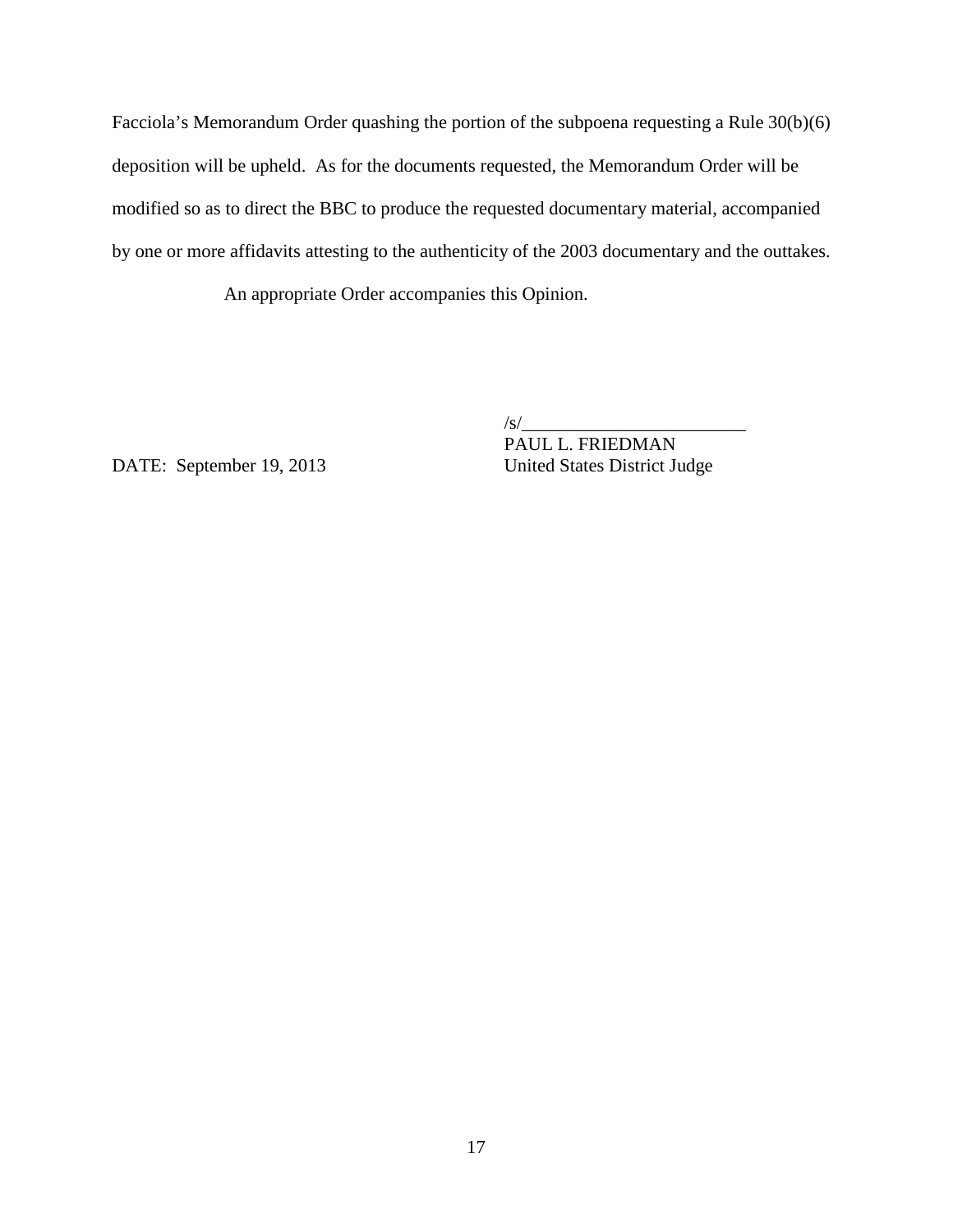Facciola's Memorandum Order quashing the portion of the subpoena requesting a Rule 30(b)(6) deposition will be upheld. As for the documents requested, the Memorandum Order will be modified so as to direct the BBC to produce the requested documentary material, accompanied by one or more affidavits attesting to the authenticity of the 2003 documentary and the outtakes.

An appropriate Order accompanies this Opinion.

/s/________________________
PAUL L. FRIEDMAN
United States District Judge

DATE: September 19, 2013